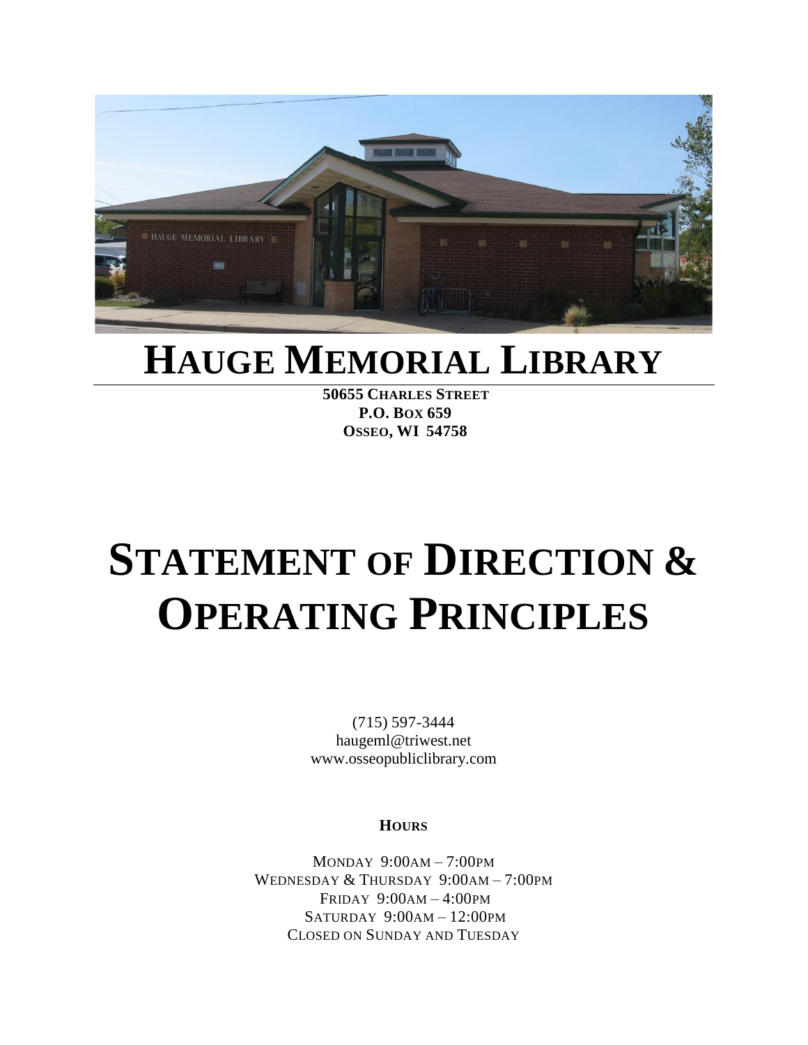# HAUGE MEMORIAL LIBRARY

**50655 CHARLES STREET**
**P.O. BOX 659**
**OSSEO, WI 54758**

# STATEMENT OF DIRECTION & OPERATING PRINCIPLES

(715) 597-3444
haugeml@triwest.net
www.osseopubliclibrary.com

**HOURS**

MONDAY 9:00AM – 7:00PM
WEDNESDAY & THURSDAY 9:00AM – 7:00PM
FRIDAY 9:00AM – 4:00PM
SATURDAY 9:00AM – 12:00PM
CLOSED ON SUNDAY AND TUESDAY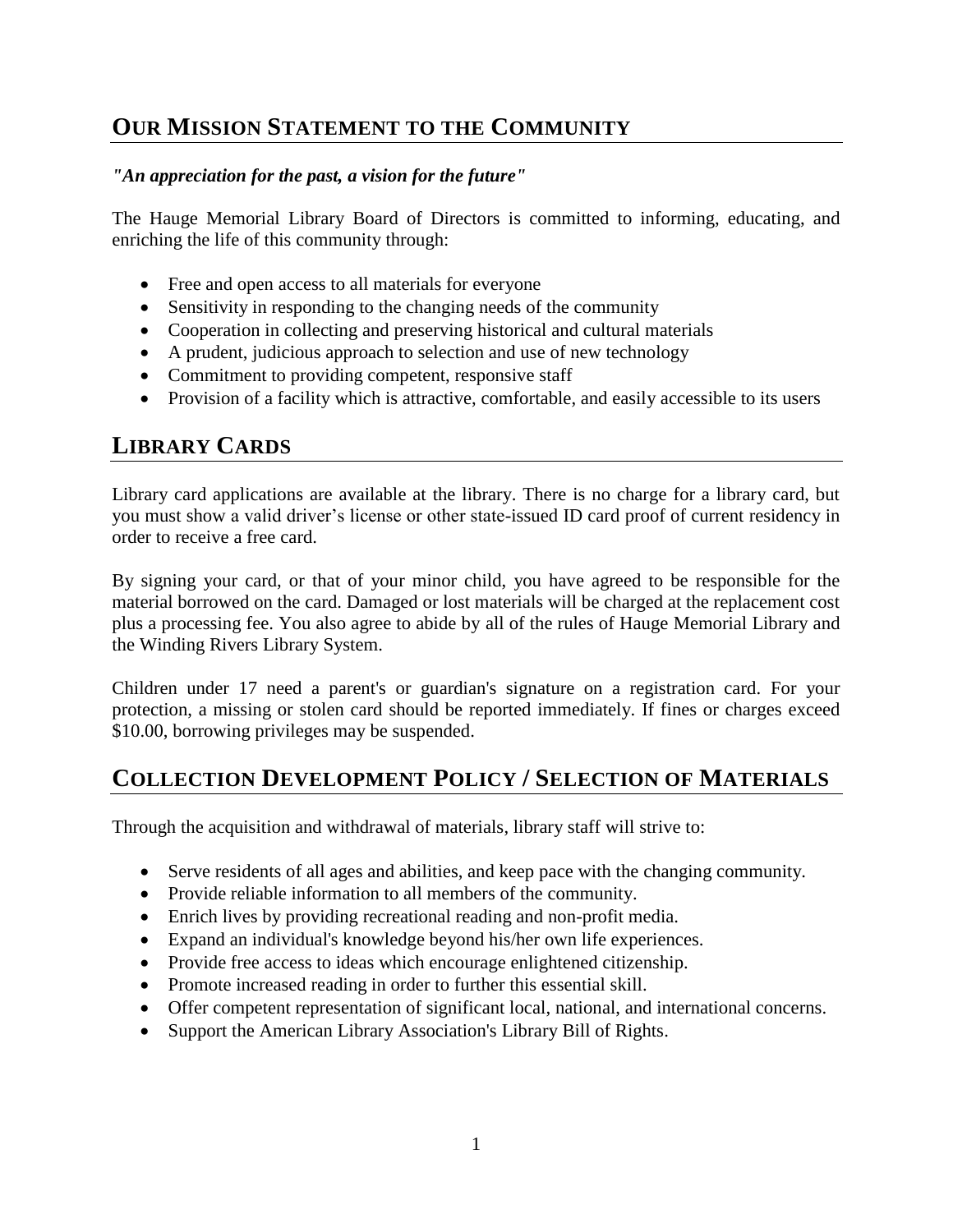## OUR MISSION STATEMENT TO THE COMMUNITY

***"An appreciation for the past, a vision for the future"***

The Hauge Memorial Library Board of Directors is committed to informing, educating, and enriching the life of this community through:

- Free and open access to all materials for everyone
- Sensitivity in responding to the changing needs of the community
- Cooperation in collecting and preserving historical and cultural materials
- A prudent, judicious approach to selection and use of new technology
- Commitment to providing competent, responsive staff
- Provision of a facility which is attractive, comfortable, and easily accessible to its users

## LIBRARY CARDS

Library card applications are available at the library. There is no charge for a library card, but you must show a valid driver's license or other state-issued ID card proof of current residency in order to receive a free card.

By signing your card, or that of your minor child, you have agreed to be responsible for the material borrowed on the card. Damaged or lost materials will be charged at the replacement cost plus a processing fee. You also agree to abide by all of the rules of Hauge Memorial Library and the Winding Rivers Library System.

Children under 17 need a parent's or guardian's signature on a registration card. For your protection, a missing or stolen card should be reported immediately. If fines or charges exceed $10.00, borrowing privileges may be suspended.

## COLLECTION DEVELOPMENT POLICY / SELECTION OF MATERIALS

Through the acquisition and withdrawal of materials, library staff will strive to:

- Serve residents of all ages and abilities, and keep pace with the changing community.
- Provide reliable information to all members of the community.
- Enrich lives by providing recreational reading and non-profit media.
- Expand an individual's knowledge beyond his/her own life experiences.
- Provide free access to ideas which encourage enlightened citizenship.
- Promote increased reading in order to further this essential skill.
- Offer competent representation of significant local, national, and international concerns.
- Support the American Library Association's Library Bill of Rights.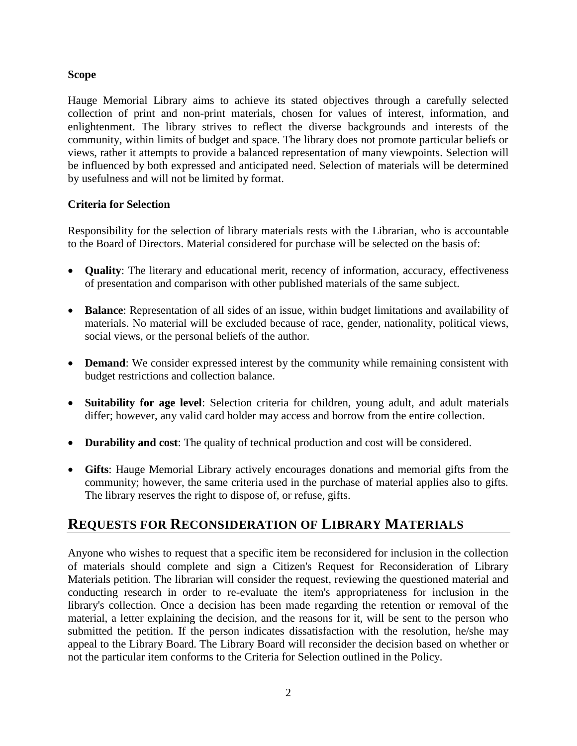### Scope

Hauge Memorial Library aims to achieve its stated objectives through a carefully selected collection of print and non-print materials, chosen for values of interest, information, and enlightenment. The library strives to reflect the diverse backgrounds and interests of the community, within limits of budget and space. The library does not promote particular beliefs or views, rather it attempts to provide a balanced representation of many viewpoints. Selection will be influenced by both expressed and anticipated need. Selection of materials will be determined by usefulness and will not be limited by format.

### Criteria for Selection

Responsibility for the selection of library materials rests with the Librarian, who is accountable to the Board of Directors. Material considered for purchase will be selected on the basis of:

- **Quality**: The literary and educational merit, recency of information, accuracy, effectiveness of presentation and comparison with other published materials of the same subject.
- **Balance**: Representation of all sides of an issue, within budget limitations and availability of materials. No material will be excluded because of race, gender, nationality, political views, social views, or the personal beliefs of the author.
- **Demand**: We consider expressed interest by the community while remaining consistent with budget restrictions and collection balance.
- **Suitability for age level**: Selection criteria for children, young adult, and adult materials differ; however, any valid card holder may access and borrow from the entire collection.
- **Durability and cost**: The quality of technical production and cost will be considered.
- **Gifts**: Hauge Memorial Library actively encourages donations and memorial gifts from the community; however, the same criteria used in the purchase of material applies also to gifts. The library reserves the right to dispose of, or refuse, gifts.

## REQUESTS FOR RECONSIDERATION OF LIBRARY MATERIALS

Anyone who wishes to request that a specific item be reconsidered for inclusion in the collection of materials should complete and sign a Citizen's Request for Reconsideration of Library Materials petition. The librarian will consider the request, reviewing the questioned material and conducting research in order to re-evaluate the item's appropriateness for inclusion in the library's collection. Once a decision has been made regarding the retention or removal of the material, a letter explaining the decision, and the reasons for it, will be sent to the person who submitted the petition. If the person indicates dissatisfaction with the resolution, he/she may appeal to the Library Board. The Library Board will reconsider the decision based on whether or not the particular item conforms to the Criteria for Selection outlined in the Policy.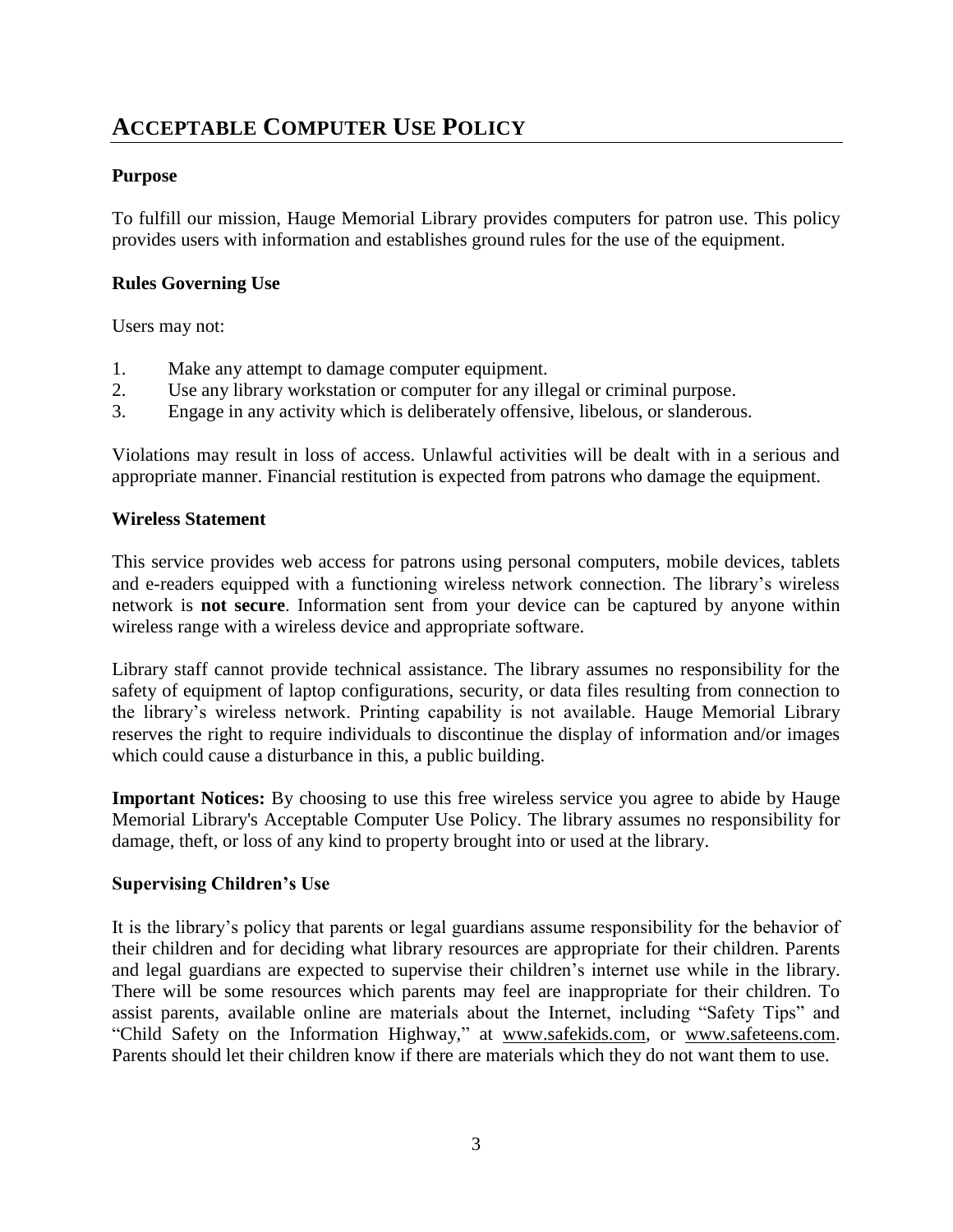# ACCEPTABLE COMPUTER USE POLICY

### Purpose

To fulfill our mission, Hauge Memorial Library provides computers for patron use. This policy provides users with information and establishes ground rules for the use of the equipment.

### Rules Governing Use

Users may not:

1. Make any attempt to damage computer equipment.
2. Use any library workstation or computer for any illegal or criminal purpose.
3. Engage in any activity which is deliberately offensive, libelous, or slanderous.

Violations may result in loss of access. Unlawful activities will be dealt with in a serious and appropriate manner. Financial restitution is expected from patrons who damage the equipment.

### Wireless Statement

This service provides web access for patrons using personal computers, mobile devices, tablets and e-readers equipped with a functioning wireless network connection. The library's wireless network is **not secure**. Information sent from your device can be captured by anyone within wireless range with a wireless device and appropriate software.

Library staff cannot provide technical assistance. The library assumes no responsibility for the safety of equipment of laptop configurations, security, or data files resulting from connection to the library's wireless network. Printing capability is not available. Hauge Memorial Library reserves the right to require individuals to discontinue the display of information and/or images which could cause a disturbance in this, a public building.

**Important Notices:** By choosing to use this free wireless service you agree to abide by Hauge Memorial Library's Acceptable Computer Use Policy. The library assumes no responsibility for damage, theft, or loss of any kind to property brought into or used at the library.

### Supervising Children's Use

It is the library's policy that parents or legal guardians assume responsibility for the behavior of their children and for deciding what library resources are appropriate for their children. Parents and legal guardians are expected to supervise their children's internet use while in the library. There will be some resources which parents may feel are inappropriate for their children. To assist parents, available online are materials about the Internet, including "Safety Tips" and "Child Safety on the Information Highway," at www.safekids.com, or www.safeteens.com. Parents should let their children know if there are materials which they do not want them to use.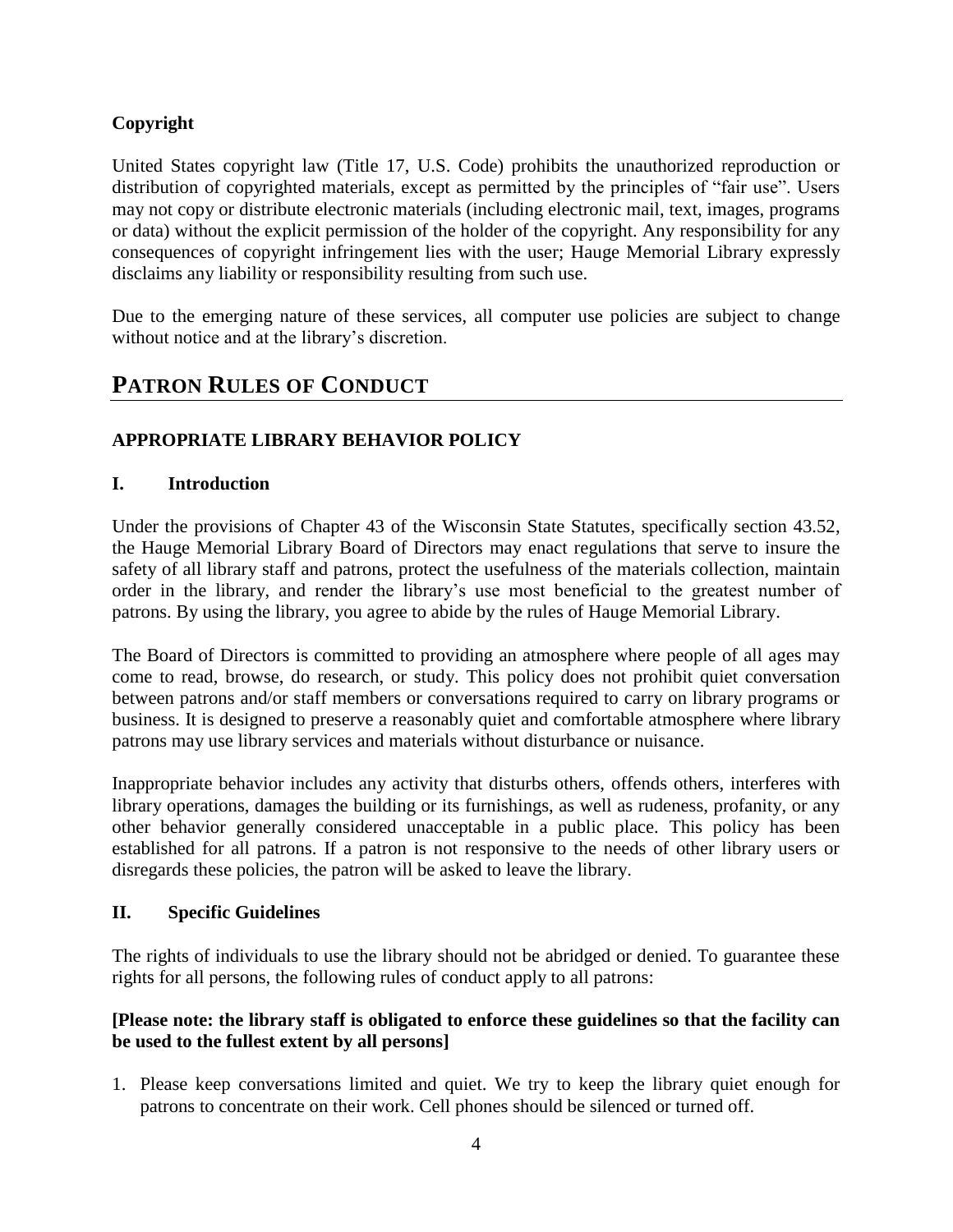**Copyright**

United States copyright law (Title 17, U.S. Code) prohibits the unauthorized reproduction or distribution of copyrighted materials, except as permitted by the principles of "fair use". Users may not copy or distribute electronic materials (including electronic mail, text, images, programs or data) without the explicit permission of the holder of the copyright. Any responsibility for any consequences of copyright infringement lies with the user; Hauge Memorial Library expressly disclaims any liability or responsibility resulting from such use.

Due to the emerging nature of these services, all computer use policies are subject to change without notice and at the library's discretion.

# PATRON RULES OF CONDUCT

## APPROPRIATE LIBRARY BEHAVIOR POLICY

### I. Introduction

Under the provisions of Chapter 43 of the Wisconsin State Statutes, specifically section 43.52, the Hauge Memorial Library Board of Directors may enact regulations that serve to insure the safety of all library staff and patrons, protect the usefulness of the materials collection, maintain order in the library, and render the library's use most beneficial to the greatest number of patrons. By using the library, you agree to abide by the rules of Hauge Memorial Library.

The Board of Directors is committed to providing an atmosphere where people of all ages may come to read, browse, do research, or study. This policy does not prohibit quiet conversation between patrons and/or staff members or conversations required to carry on library programs or business. It is designed to preserve a reasonably quiet and comfortable atmosphere where library patrons may use library services and materials without disturbance or nuisance.

Inappropriate behavior includes any activity that disturbs others, offends others, interferes with library operations, damages the building or its furnishings, as well as rudeness, profanity, or any other behavior generally considered unacceptable in a public place. This policy has been established for all patrons. If a patron is not responsive to the needs of other library users or disregards these policies, the patron will be asked to leave the library.

### II. Specific Guidelines

The rights of individuals to use the library should not be abridged or denied. To guarantee these rights for all persons, the following rules of conduct apply to all patrons:

**[Please note: the library staff is obligated to enforce these guidelines so that the facility can be used to the fullest extent by all persons]**

1. Please keep conversations limited and quiet. We try to keep the library quiet enough for patrons to concentrate on their work. Cell phones should be silenced or turned off.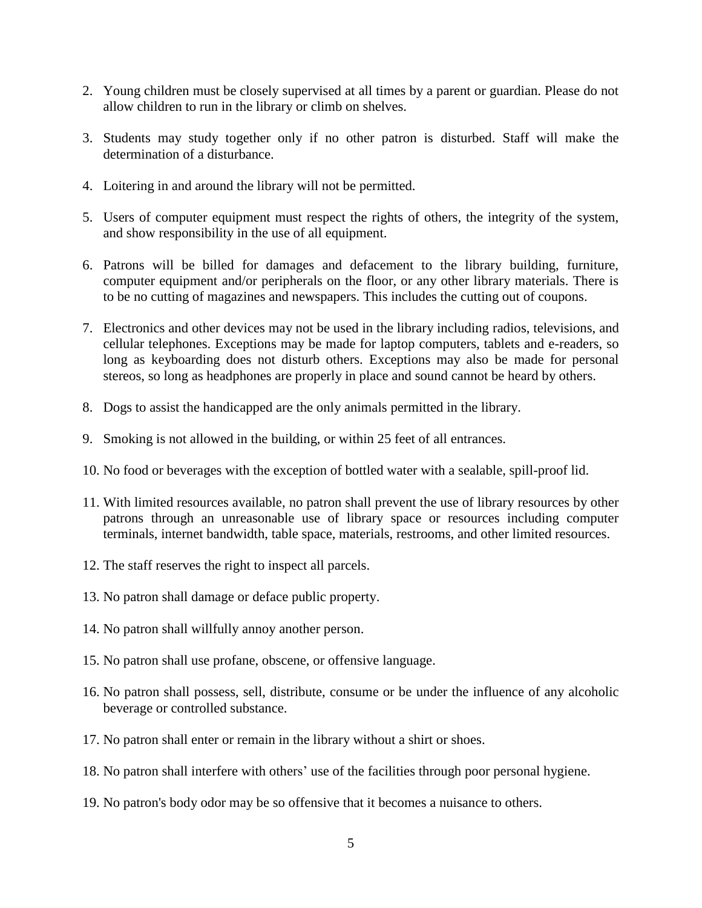2. Young children must be closely supervised at all times by a parent or guardian. Please do not allow children to run in the library or climb on shelves.

3. Students may study together only if no other patron is disturbed. Staff will make the determination of a disturbance.

4. Loitering in and around the library will not be permitted.

5. Users of computer equipment must respect the rights of others, the integrity of the system, and show responsibility in the use of all equipment.

6. Patrons will be billed for damages and defacement to the library building, furniture, computer equipment and/or peripherals on the floor, or any other library materials. There is to be no cutting of magazines and newspapers. This includes the cutting out of coupons.

7. Electronics and other devices may not be used in the library including radios, televisions, and cellular telephones. Exceptions may be made for laptop computers, tablets and e-readers, so long as keyboarding does not disturb others. Exceptions may also be made for personal stereos, so long as headphones are properly in place and sound cannot be heard by others.

8. Dogs to assist the handicapped are the only animals permitted in the library.

9. Smoking is not allowed in the building, or within 25 feet of all entrances.

10. No food or beverages with the exception of bottled water with a sealable, spill-proof lid.

11. With limited resources available, no patron shall prevent the use of library resources by other patrons through an unreasonable use of library space or resources including computer terminals, internet bandwidth, table space, materials, restrooms, and other limited resources.

12. The staff reserves the right to inspect all parcels.

13. No patron shall damage or deface public property.

14. No patron shall willfully annoy another person.

15. No patron shall use profane, obscene, or offensive language.

16. No patron shall possess, sell, distribute, consume or be under the influence of any alcoholic beverage or controlled substance.

17. No patron shall enter or remain in the library without a shirt or shoes.

18. No patron shall interfere with others' use of the facilities through poor personal hygiene.

19. No patron's body odor may be so offensive that it becomes a nuisance to others.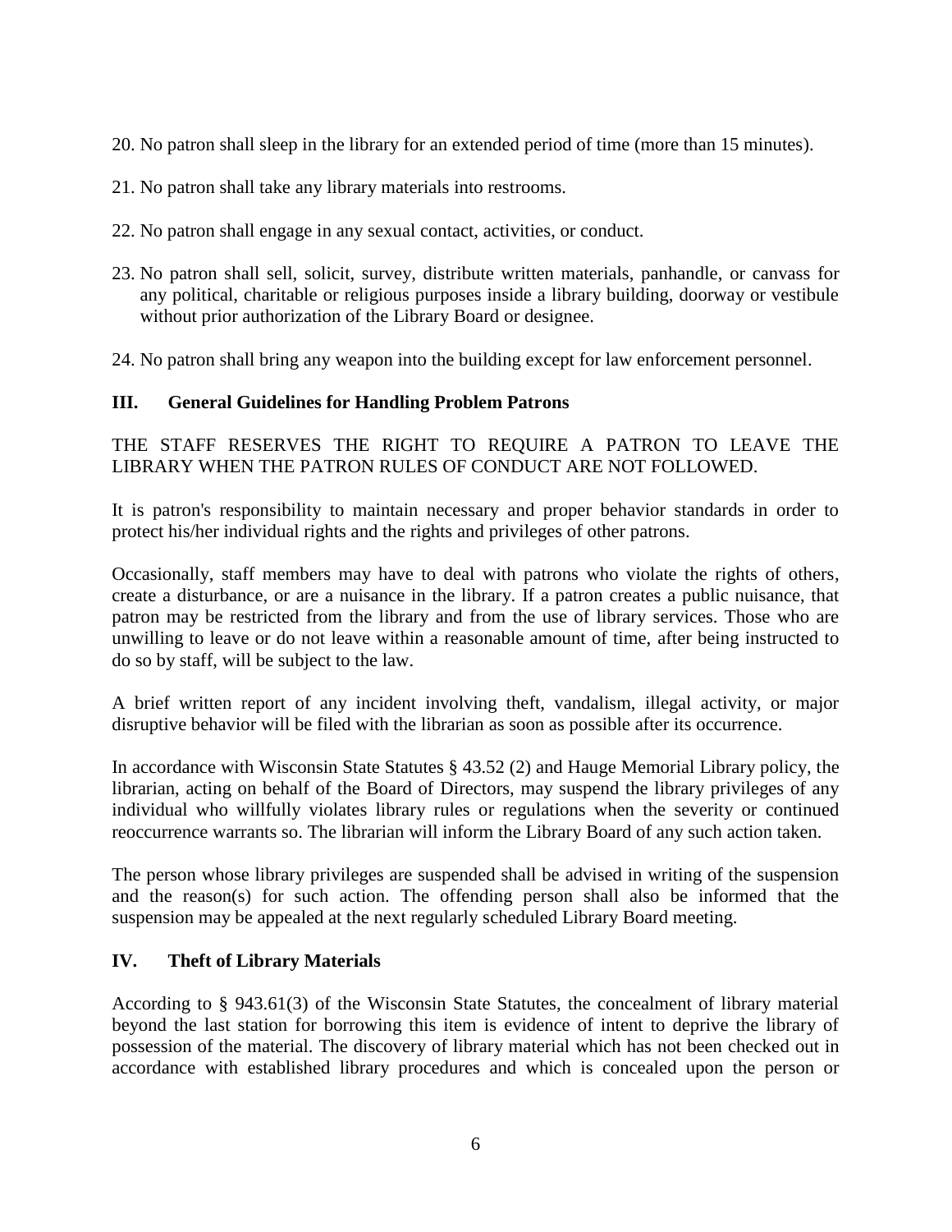20. No patron shall sleep in the library for an extended period of time (more than 15 minutes).

21. No patron shall take any library materials into restrooms.

22. No patron shall engage in any sexual contact, activities, or conduct.

23. No patron shall sell, solicit, survey, distribute written materials, panhandle, or canvass for any political, charitable or religious purposes inside a library building, doorway or vestibule without prior authorization of the Library Board or designee.

24. No patron shall bring any weapon into the building except for law enforcement personnel.

## III. General Guidelines for Handling Problem Patrons

THE STAFF RESERVES THE RIGHT TO REQUIRE A PATRON TO LEAVE THE LIBRARY WHEN THE PATRON RULES OF CONDUCT ARE NOT FOLLOWED.

It is patron's responsibility to maintain necessary and proper behavior standards in order to protect his/her individual rights and the rights and privileges of other patrons.

Occasionally, staff members may have to deal with patrons who violate the rights of others, create a disturbance, or are a nuisance in the library. If a patron creates a public nuisance, that patron may be restricted from the library and from the use of library services. Those who are unwilling to leave or do not leave within a reasonable amount of time, after being instructed to do so by staff, will be subject to the law.

A brief written report of any incident involving theft, vandalism, illegal activity, or major disruptive behavior will be filed with the librarian as soon as possible after its occurrence.

In accordance with Wisconsin State Statutes § 43.52 (2) and Hauge Memorial Library policy, the librarian, acting on behalf of the Board of Directors, may suspend the library privileges of any individual who willfully violates library rules or regulations when the severity or continued reoccurrence warrants so. The librarian will inform the Library Board of any such action taken.

The person whose library privileges are suspended shall be advised in writing of the suspension and the reason(s) for such action. The offending person shall also be informed that the suspension may be appealed at the next regularly scheduled Library Board meeting.

## IV. Theft of Library Materials

According to § 943.61(3) of the Wisconsin State Statutes, the concealment of library material beyond the last station for borrowing this item is evidence of intent to deprive the library of possession of the material. The discovery of library material which has not been checked out in accordance with established library procedures and which is concealed upon the person or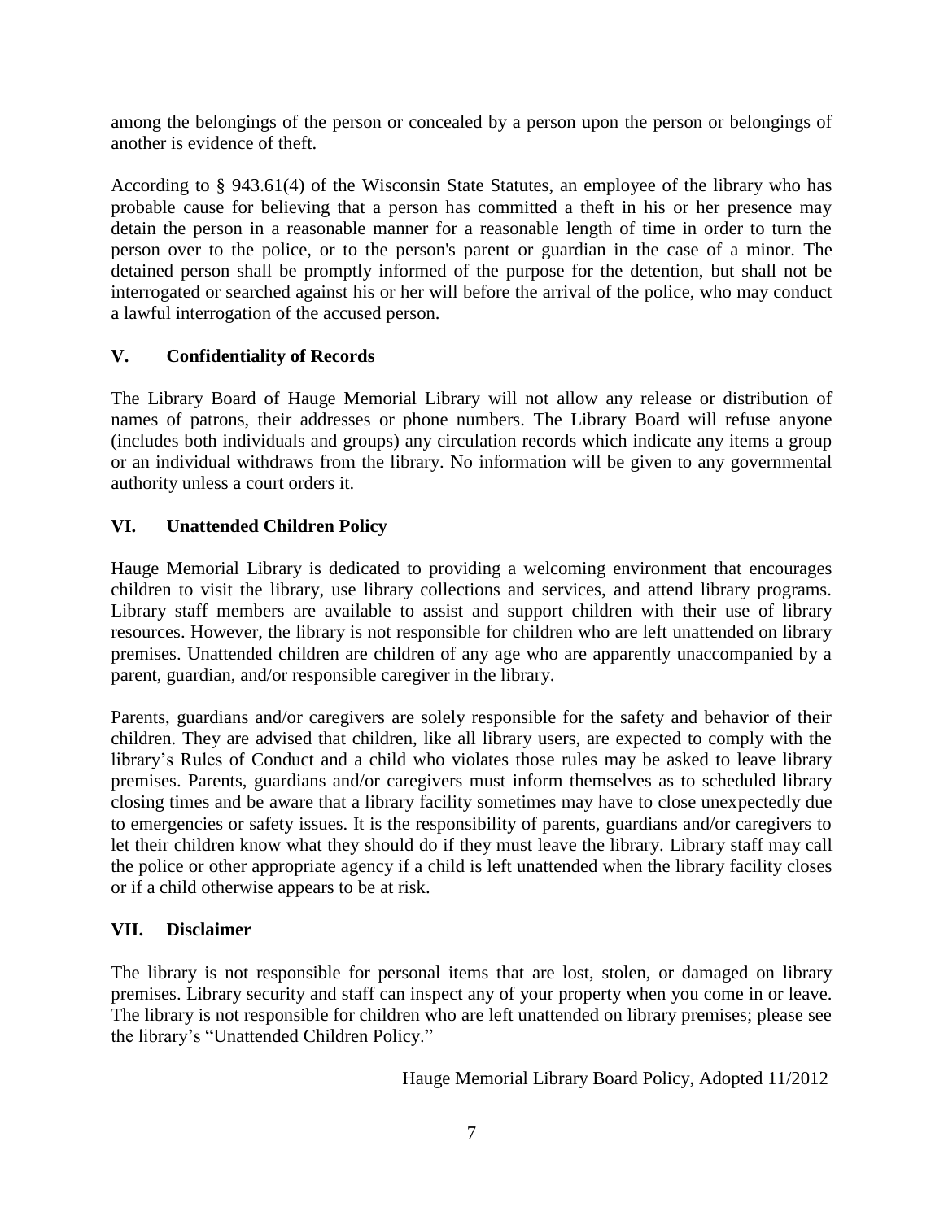among the belongings of the person or concealed by a person upon the person or belongings of another is evidence of theft.

According to § 943.61(4) of the Wisconsin State Statutes, an employee of the library who has probable cause for believing that a person has committed a theft in his or her presence may detain the person in a reasonable manner for a reasonable length of time in order to turn the person over to the police, or to the person's parent or guardian in the case of a minor. The detained person shall be promptly informed of the purpose for the detention, but shall not be interrogated or searched against his or her will before the arrival of the police, who may conduct a lawful interrogation of the accused person.

## V. Confidentiality of Records

The Library Board of Hauge Memorial Library will not allow any release or distribution of names of patrons, their addresses or phone numbers. The Library Board will refuse anyone (includes both individuals and groups) any circulation records which indicate any items a group or an individual withdraws from the library. No information will be given to any governmental authority unless a court orders it.

## VI. Unattended Children Policy

Hauge Memorial Library is dedicated to providing a welcoming environment that encourages children to visit the library, use library collections and services, and attend library programs. Library staff members are available to assist and support children with their use of library resources. However, the library is not responsible for children who are left unattended on library premises. Unattended children are children of any age who are apparently unaccompanied by a parent, guardian, and/or responsible caregiver in the library.

Parents, guardians and/or caregivers are solely responsible for the safety and behavior of their children. They are advised that children, like all library users, are expected to comply with the library's Rules of Conduct and a child who violates those rules may be asked to leave library premises. Parents, guardians and/or caregivers must inform themselves as to scheduled library closing times and be aware that a library facility sometimes may have to close unexpectedly due to emergencies or safety issues. It is the responsibility of parents, guardians and/or caregivers to let their children know what they should do if they must leave the library. Library staff may call the police or other appropriate agency if a child is left unattended when the library facility closes or if a child otherwise appears to be at risk.

## VII. Disclaimer

The library is not responsible for personal items that are lost, stolen, or damaged on library premises. Library security and staff can inspect any of your property when you come in or leave. The library is not responsible for children who are left unattended on library premises; please see the library's "Unattended Children Policy."

Hauge Memorial Library Board Policy, Adopted 11/2012